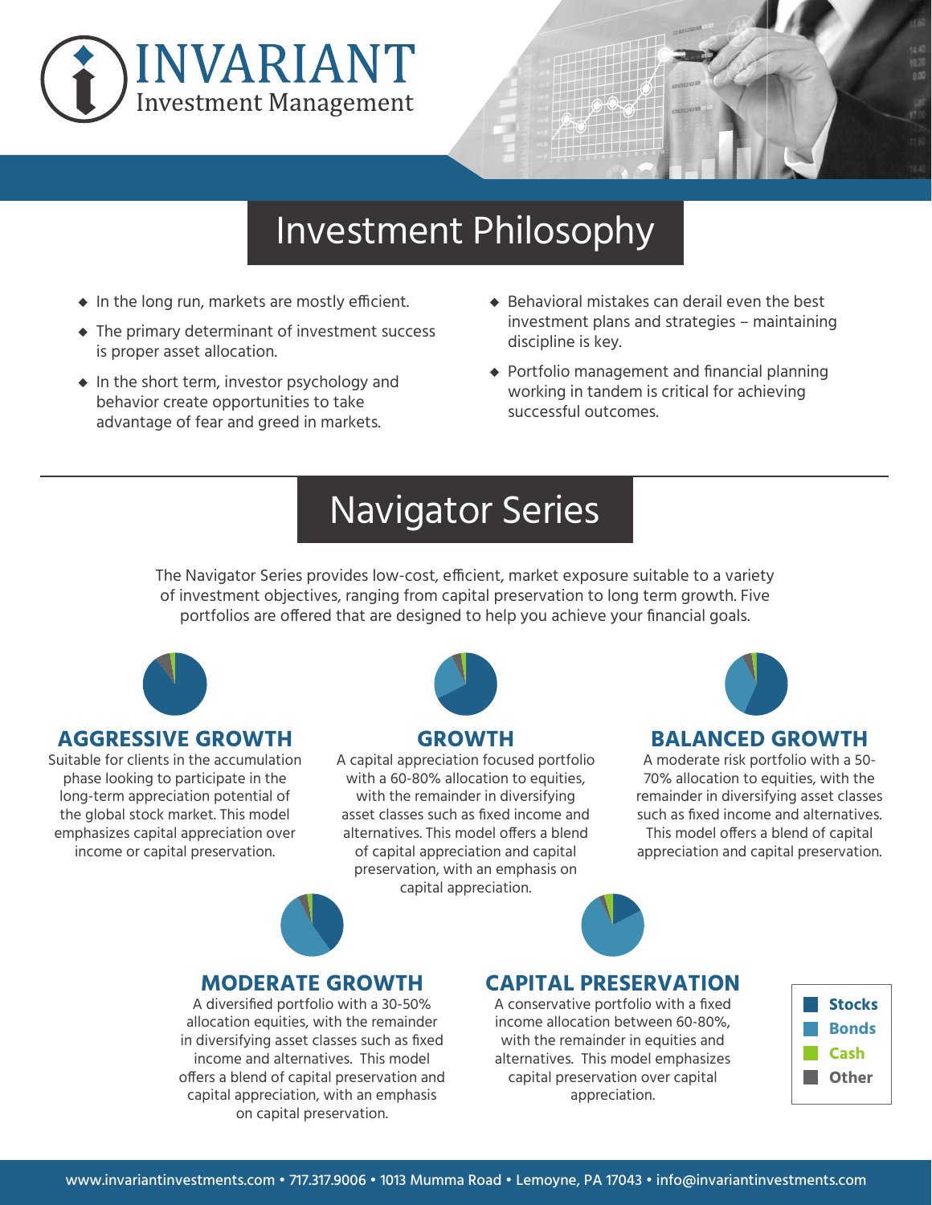# INVARIANT
Investment Management

## Investment Philosophy

- In the long run, markets are mostly efficient.
- The primary determinant of investment success is proper asset allocation.
- In the short term, investor psychology and behavior create opportunities to take advantage of fear and greed in markets.
- Behavioral mistakes can derail even the best investment plans and strategies – maintaining discipline is key.
- Portfolio management and financial planning working in tandem is critical for achieving successful outcomes.

## Navigator Series

The Navigator Series provides low-cost, efficient, market exposure suitable to a variety of investment objectives, ranging from capital preservation to long term growth. Five portfolios are offered that are designed to help you achieve your financial goals.

### AGGRESSIVE GROWTH

Suitable for clients in the accumulation phase looking to participate in the long-term appreciation potential of the global stock market. This model emphasizes capital appreciation over income or capital preservation.

### GROWTH

A capital appreciation focused portfolio with a 60-80% allocation to equities, with the remainder in diversifying asset classes such as fixed income and alternatives. This model offers a blend of capital appreciation and capital preservation, with an emphasis on capital appreciation.

### BALANCED GROWTH

A moderate risk portfolio with a 50-70% allocation to equities, with the remainder in diversifying asset classes such as fixed income and alternatives. This model offers a blend of capital appreciation and capital preservation.

### MODERATE GROWTH

A diversified portfolio with a 30-50% allocation equities, with the remainder in diversifying asset classes such as fixed income and alternatives. This model offers a blend of capital preservation and capital appreciation, with an emphasis on capital preservation.

### CAPITAL PRESERVATION

A conservative portfolio with a fixed income allocation between 60-80%, with the remainder in equities and alternatives. This model emphasizes capital preservation over capital appreciation.

**Stocks**
**Bonds**
**Cash**
**Other**

www.invariantinvestments.com • 717.317.9006 • 1013 Mumma Road • Lemoyne, PA 17043 • info@invariantinvestments.com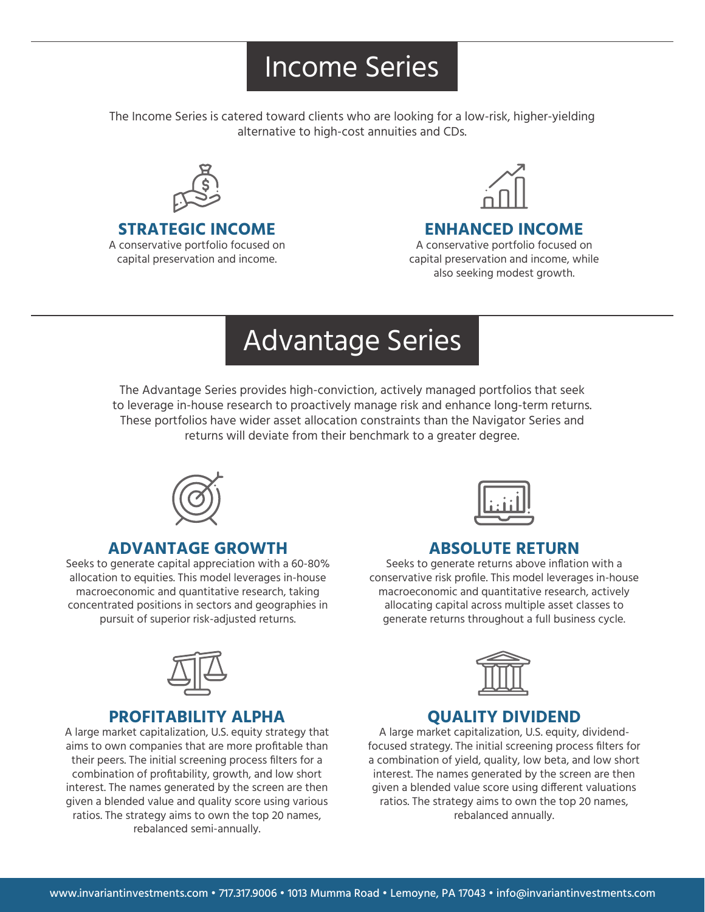# Income Series

The Income Series is catered toward clients who are looking for a low-risk, higher-yielding alternative to high-cost annuities and CDs.

### STRATEGIC INCOME

A conservative portfolio focused on capital preservation and income.

### ENHANCED INCOME

A conservative portfolio focused on capital preservation and income, while also seeking modest growth.

# Advantage Series

The Advantage Series provides high-conviction, actively managed portfolios that seek to leverage in-house research to proactively manage risk and enhance long-term returns. These portfolios have wider asset allocation constraints than the Navigator Series and returns will deviate from their benchmark to a greater degree.

### ADVANTAGE GROWTH

Seeks to generate capital appreciation with a 60-80% allocation to equities. This model leverages in-house macroeconomic and quantitative research, taking concentrated positions in sectors and geographies in pursuit of superior risk-adjusted returns.

### ABSOLUTE RETURN

Seeks to generate returns above inflation with a conservative risk profile. This model leverages in-house macroeconomic and quantitative research, actively allocating capital across multiple asset classes to generate returns throughout a full business cycle.

### PROFITABILITY ALPHA

A large market capitalization, U.S. equity strategy that aims to own companies that are more profitable than their peers. The initial screening process filters for a combination of profitability, growth, and low short interest. The names generated by the screen are then given a blended value and quality score using various ratios. The strategy aims to own the top 20 names, rebalanced semi-annually.

### QUALITY DIVIDEND

A large market capitalization, U.S. equity, dividend-focused strategy. The initial screening process filters for a combination of yield, quality, low beta, and low short interest. The names generated by the screen are then given a blended value score using different valuations ratios. The strategy aims to own the top 20 names, rebalanced annually.

www.invariantinvestments.com • 717.317.9006 • 1013 Mumma Road • Lemoyne, PA 17043 • info@invariantinvestments.com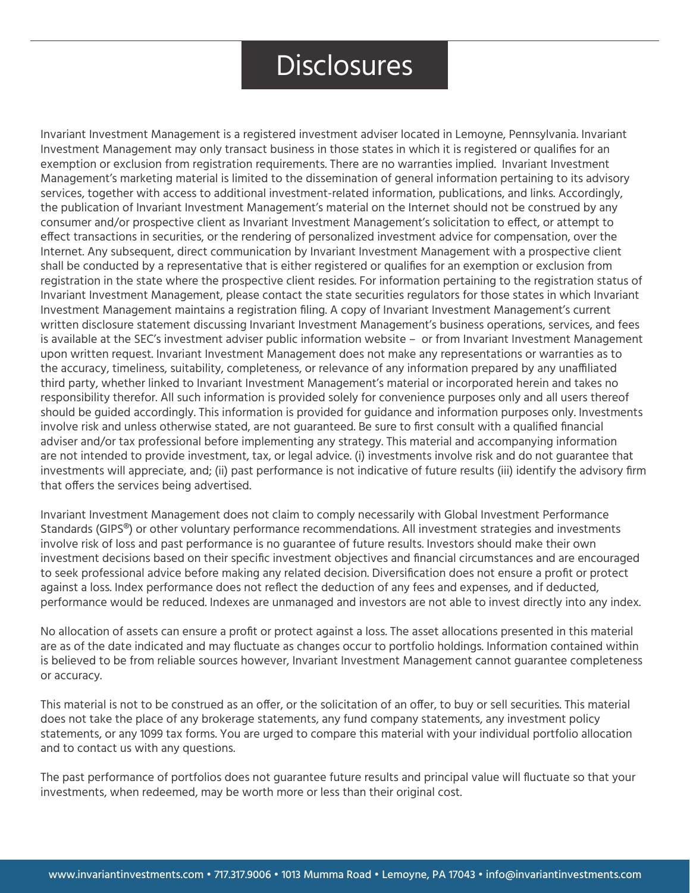# Disclosures

Invariant Investment Management is a registered investment adviser located in Lemoyne, Pennsylvania. Invariant Investment Management may only transact business in those states in which it is registered or qualifies for an exemption or exclusion from registration requirements. There are no warranties implied. Invariant Investment Management's marketing material is limited to the dissemination of general information pertaining to its advisory services, together with access to additional investment-related information, publications, and links. Accordingly, the publication of Invariant Investment Management's material on the Internet should not be construed by any consumer and/or prospective client as Invariant Investment Management's solicitation to effect, or attempt to effect transactions in securities, or the rendering of personalized investment advice for compensation, over the Internet. Any subsequent, direct communication by Invariant Investment Management with a prospective client shall be conducted by a representative that is either registered or qualifies for an exemption or exclusion from registration in the state where the prospective client resides. For information pertaining to the registration status of Invariant Investment Management, please contact the state securities regulators for those states in which Invariant Investment Management maintains a registration filing. A copy of Invariant Investment Management's current written disclosure statement discussing Invariant Investment Management's business operations, services, and fees is available at the SEC's investment adviser public information website – or from Invariant Investment Management upon written request. Invariant Investment Management does not make any representations or warranties as to the accuracy, timeliness, suitability, completeness, or relevance of any information prepared by any unaffiliated third party, whether linked to Invariant Investment Management's material or incorporated herein and takes no responsibility therefor. All such information is provided solely for convenience purposes only and all users thereof should be guided accordingly. This information is provided for guidance and information purposes only. Investments involve risk and unless otherwise stated, are not guaranteed. Be sure to first consult with a qualified financial adviser and/or tax professional before implementing any strategy. This material and accompanying information are not intended to provide investment, tax, or legal advice. (i) investments involve risk and do not guarantee that investments will appreciate, and; (ii) past performance is not indicative of future results (iii) identify the advisory firm that offers the services being advertised.

Invariant Investment Management does not claim to comply necessarily with Global Investment Performance Standards (GIPS®) or other voluntary performance recommendations. All investment strategies and investments involve risk of loss and past performance is no guarantee of future results. Investors should make their own investment decisions based on their specific investment objectives and financial circumstances and are encouraged to seek professional advice before making any related decision. Diversification does not ensure a profit or protect against a loss. Index performance does not reflect the deduction of any fees and expenses, and if deducted, performance would be reduced. Indexes are unmanaged and investors are not able to invest directly into any index.

No allocation of assets can ensure a profit or protect against a loss. The asset allocations presented in this material are as of the date indicated and may fluctuate as changes occur to portfolio holdings. Information contained within is believed to be from reliable sources however, Invariant Investment Management cannot guarantee completeness or accuracy.

This material is not to be construed as an offer, or the solicitation of an offer, to buy or sell securities. This material does not take the place of any brokerage statements, any fund company statements, any investment policy statements, or any 1099 tax forms. You are urged to compare this material with your individual portfolio allocation and to contact us with any questions.

The past performance of portfolios does not guarantee future results and principal value will fluctuate so that your investments, when redeemed, may be worth more or less than their original cost.

www.invariantinvestments.com • 717.317.9006 • 1013 Mumma Road • Lemoyne, PA 17043 • info@invariantinvestments.com